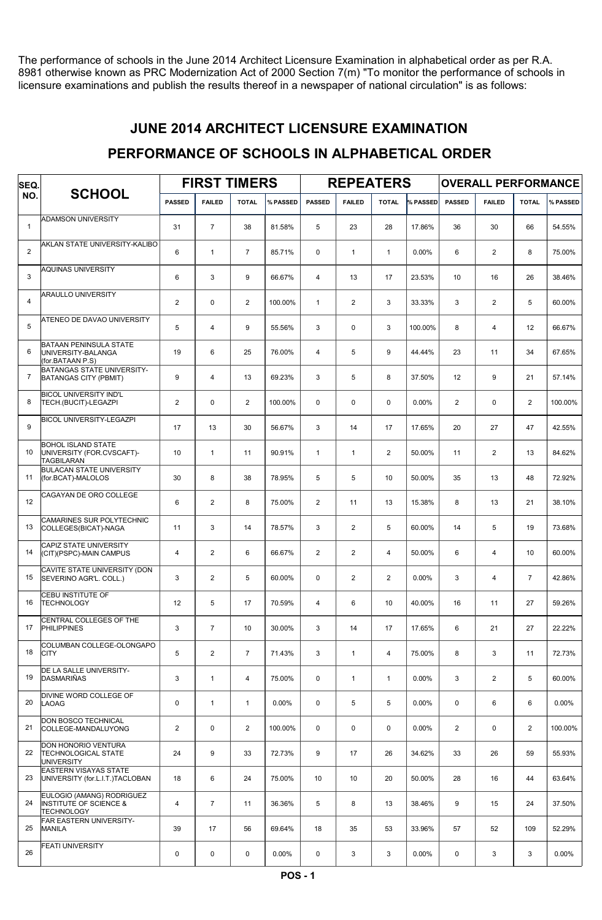The performance of schools in the June 2014 Architect Licensure Examination in alphabetical order as per R.A. 8981 otherwise known as PRC Modernization Act of 2000 Section 7(m) "To monitor the performance of schools in licensure examinations and publish the results thereof in a newspaper of national circulation" is as follows:

## JUNE 2014 ARCHITECT LICENSURE EXAMINATION

## PERFORMANCE OF SCHOOLS IN ALPHABETICAL ORDER

| SEQ. NO. | SCHOOL | FIRST TIMERS | | | | REPEATERS | | | | OVERALL PERFORMANCE | | | |
|---|---|---|---|---|---|---|---|---|---|---|---|---|---|
| | | PASSED | FAILED | TOTAL | % PASSED | PASSED | FAILED | TOTAL | % PASSED | PASSED | FAILED | TOTAL | % PASSED |
| 1 | ADAMSON UNIVERSITY | 31 | 7 | 38 | 81.58% | 5 | 23 | 28 | 17.86% | 36 | 30 | 66 | 54.55% |
| 2 | AKLAN STATE UNIVERSITY-KALIBO | 6 | 1 | 7 | 85.71% | 0 | 1 | 1 | 0.00% | 6 | 2 | 8 | 75.00% |
| 3 | AQUINAS UNIVERSITY | 6 | 3 | 9 | 66.67% | 4 | 13 | 17 | 23.53% | 10 | 16 | 26 | 38.46% |
| 4 | ARAULLO UNIVERSITY | 2 | 0 | 2 | 100.00% | 1 | 2 | 3 | 33.33% | 3 | 2 | 5 | 60.00% |
| 5 | ATENEO DE DAVAO UNIVERSITY | 5 | 4 | 9 | 55.56% | 3 | 0 | 3 | 100.00% | 8 | 4 | 12 | 66.67% |
| 6 | BATAAN PENINSULA STATE UNIVERSITY-BALANGA (for.BATAAN P.S) | 19 | 6 | 25 | 76.00% | 4 | 5 | 9 | 44.44% | 23 | 11 | 34 | 67.65% |
| 7 | BATANGAS STATE UNIVERSITY-BATANGAS CITY (PBMIT) | 9 | 4 | 13 | 69.23% | 3 | 5 | 8 | 37.50% | 12 | 9 | 21 | 57.14% |
| 8 | BICOL UNIVERSITY IND'L TECH.(BUCIT)-LEGAZPI | 2 | 0 | 2 | 100.00% | 0 | 0 | 0 | 0.00% | 2 | 0 | 2 | 100.00% |
| 9 | BICOL UNIVERSITY-LEGAZPI | 17 | 13 | 30 | 56.67% | 3 | 14 | 17 | 17.65% | 20 | 27 | 47 | 42.55% |
| 10 | BOHOL ISLAND STATE UNIVERSITY (FOR.CVSCAFT)-TAGBILARAN | 10 | 1 | 11 | 90.91% | 1 | 1 | 2 | 50.00% | 11 | 2 | 13 | 84.62% |
| 11 | BULACAN STATE UNIVERSITY (for.BCAT)-MALOLOS | 30 | 8 | 38 | 78.95% | 5 | 5 | 10 | 50.00% | 35 | 13 | 48 | 72.92% |
| 12 | CAGAYAN DE ORO COLLEGE | 6 | 2 | 8 | 75.00% | 2 | 11 | 13 | 15.38% | 8 | 13 | 21 | 38.10% |
| 13 | CAMARINES SUR POLYTECHNIC COLLEGES(BICAT)-NAGA | 11 | 3 | 14 | 78.57% | 3 | 2 | 5 | 60.00% | 14 | 5 | 19 | 73.68% |
| 14 | CAPIZ STATE UNIVERSITY (CIT)(PSPC)-MAIN CAMPUS | 4 | 2 | 6 | 66.67% | 2 | 2 | 4 | 50.00% | 6 | 4 | 10 | 60.00% |
| 15 | CAVITE STATE UNIVERSITY (DON SEVERINO AGR'L. COLL.) | 3 | 2 | 5 | 60.00% | 0 | 2 | 2 | 0.00% | 3 | 4 | 7 | 42.86% |
| 16 | CEBU INSTITUTE OF TECHNOLOGY | 12 | 5 | 17 | 70.59% | 4 | 6 | 10 | 40.00% | 16 | 11 | 27 | 59.26% |
| 17 | CENTRAL COLLEGES OF THE PHILIPPINES | 3 | 7 | 10 | 30.00% | 3 | 14 | 17 | 17.65% | 6 | 21 | 27 | 22.22% |
| 18 | COLUMBAN COLLEGE-OLONGAPO CITY | 5 | 2 | 7 | 71.43% | 3 | 1 | 4 | 75.00% | 8 | 3 | 11 | 72.73% |
| 19 | DE LA SALLE UNIVERSITY-DASMARIÑAS | 3 | 1 | 4 | 75.00% | 0 | 1 | 1 | 0.00% | 3 | 2 | 5 | 60.00% |
| 20 | DIVINE WORD COLLEGE OF LAOAG | 0 | 1 | 1 | 0.00% | 0 | 5 | 5 | 0.00% | 0 | 6 | 6 | 0.00% |
| 21 | DON BOSCO TECHNICAL COLLEGE-MANDALUYONG | 2 | 0 | 2 | 100.00% | 0 | 0 | 0 | 0.00% | 2 | 0 | 2 | 100.00% |
| 22 | DON HONORIO VENTURA TECHNOLOGICAL STATE UNIVERSITY | 24 | 9 | 33 | 72.73% | 9 | 17 | 26 | 34.62% | 33 | 26 | 59 | 55.93% |
| 23 | EASTERN VISAYAS STATE UNIVERSITY (for.L.I.T.)TACLOBAN | 18 | 6 | 24 | 75.00% | 10 | 10 | 20 | 50.00% | 28 | 16 | 44 | 63.64% |
| 24 | EULOGIO (AMANG) RODRIGUEZ INSTITUTE OF SCIENCE & TECHNOLOGY | 4 | 7 | 11 | 36.36% | 5 | 8 | 13 | 38.46% | 9 | 15 | 24 | 37.50% |
| 25 | FAR EASTERN UNIVERSITY-MANILA | 39 | 17 | 56 | 69.64% | 18 | 35 | 53 | 33.96% | 57 | 52 | 109 | 52.29% |
| 26 | FEATI UNIVERSITY | 0 | 0 | 0 | 0.00% | 0 | 3 | 3 | 0.00% | 0 | 3 | 3 | 0.00% |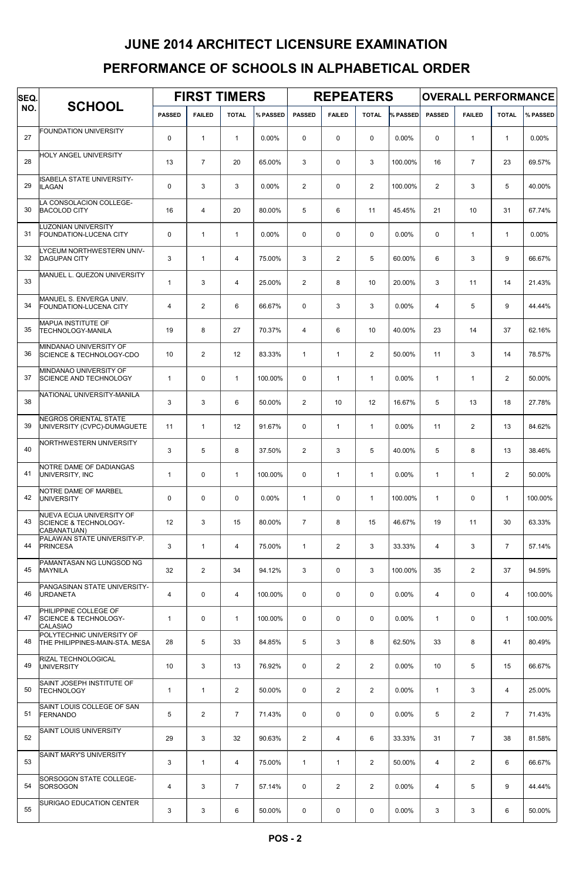# JUNE 2014 ARCHITECT LICENSURE EXAMINATION

## PERFORMANCE OF SCHOOLS IN ALPHABETICAL ORDER

| SEQ. NO. | SCHOOL | FIRST TIMERS | | | | REPEATERS | | | | OVERALL PERFORMANCE | | | |
|---|---|---|---|---|---|---|---|---|---|---|---|---|---|
| | | PASSED | FAILED | TOTAL | % PASSED | PASSED | FAILED | TOTAL | % PASSED | PASSED | FAILED | TOTAL | % PASSED |
| 27 | FOUNDATION UNIVERSITY | 0 | 1 | 1 | 0.00% | 0 | 0 | 0 | 0.00% | 0 | 1 | 1 | 0.00% |
| 28 | HOLY ANGEL UNIVERSITY | 13 | 7 | 20 | 65.00% | 3 | 0 | 3 | 100.00% | 16 | 7 | 23 | 69.57% |
| 29 | ISABELA STATE UNIVERSITY-ILAGAN | 0 | 3 | 3 | 0.00% | 2 | 0 | 2 | 100.00% | 2 | 3 | 5 | 40.00% |
| 30 | LA CONSOLACION COLLEGE-BACOLOD CITY | 16 | 4 | 20 | 80.00% | 5 | 6 | 11 | 45.45% | 21 | 10 | 31 | 67.74% |
| 31 | LUZONIAN UNIVERSITY FOUNDATION-LUCENA CITY | 0 | 1 | 1 | 0.00% | 0 | 0 | 0 | 0.00% | 0 | 1 | 1 | 0.00% |
| 32 | LYCEUM NORTHWESTERN UNIV-DAGUPAN CITY | 3 | 1 | 4 | 75.00% | 3 | 2 | 5 | 60.00% | 6 | 3 | 9 | 66.67% |
| 33 | MANUEL L. QUEZON UNIVERSITY | 1 | 3 | 4 | 25.00% | 2 | 8 | 10 | 20.00% | 3 | 11 | 14 | 21.43% |
| 34 | MANUEL S. ENVERGA UNIV. FOUNDATION-LUCENA CITY | 4 | 2 | 6 | 66.67% | 0 | 3 | 3 | 0.00% | 4 | 5 | 9 | 44.44% |
| 35 | MAPUA INSTITUTE OF TECHNOLOGY-MANILA | 19 | 8 | 27 | 70.37% | 4 | 6 | 10 | 40.00% | 23 | 14 | 37 | 62.16% |
| 36 | MINDANAO UNIVERSITY OF SCIENCE & TECHNOLOGY-CDO | 10 | 2 | 12 | 83.33% | 1 | 1 | 2 | 50.00% | 11 | 3 | 14 | 78.57% |
| 37 | MINDANAO UNIVERSITY OF SCIENCE AND TECHNOLOGY | 1 | 0 | 1 | 100.00% | 0 | 1 | 1 | 0.00% | 1 | 1 | 2 | 50.00% |
| 38 | NATIONAL UNIVERSITY-MANILA | 3 | 3 | 6 | 50.00% | 2 | 10 | 12 | 16.67% | 5 | 13 | 18 | 27.78% |
| 39 | NEGROS ORIENTAL STATE UNIVERSITY (CVPC)-DUMAGUETE | 11 | 1 | 12 | 91.67% | 0 | 1 | 1 | 0.00% | 11 | 2 | 13 | 84.62% |
| 40 | NORTHWESTERN UNIVERSITY | 3 | 5 | 8 | 37.50% | 2 | 3 | 5 | 40.00% | 5 | 8 | 13 | 38.46% |
| 41 | NOTRE DAME OF DADIANGAS UNIVERSITY, INC | 1 | 0 | 1 | 100.00% | 0 | 1 | 1 | 0.00% | 1 | 1 | 2 | 50.00% |
| 42 | NOTRE DAME OF MARBEL UNIVERSITY | 0 | 0 | 0 | 0.00% | 1 | 0 | 1 | 100.00% | 1 | 0 | 1 | 100.00% |
| 43 | NUEVA ECIJA UNIVERSITY OF SCIENCE & TECHNOLOGY-CABANATUAN) | 12 | 3 | 15 | 80.00% | 7 | 8 | 15 | 46.67% | 19 | 11 | 30 | 63.33% |
| 44 | PALAWAN STATE UNIVERSITY-P. PRINCESA | 3 | 1 | 4 | 75.00% | 1 | 2 | 3 | 33.33% | 4 | 3 | 7 | 57.14% |
| 45 | PAMANTASAN NG LUNGSOD NG MAYNILA | 32 | 2 | 34 | 94.12% | 3 | 0 | 3 | 100.00% | 35 | 2 | 37 | 94.59% |
| 46 | PANGASINAN STATE UNIVERSITY-URDANETA | 4 | 0 | 4 | 100.00% | 0 | 0 | 0 | 0.00% | 4 | 0 | 4 | 100.00% |
| 47 | PHILIPPINE COLLEGE OF SCIENCE & TECHNOLOGY-CALASIAO | 1 | 0 | 1 | 100.00% | 0 | 0 | 0 | 0.00% | 1 | 0 | 1 | 100.00% |
| 48 | POLYTECHNIC UNIVERSITY OF THE PHILIPPINES-MAIN-STA. MESA | 28 | 5 | 33 | 84.85% | 5 | 3 | 8 | 62.50% | 33 | 8 | 41 | 80.49% |
| 49 | RIZAL TECHNOLOGICAL UNIVERSITY | 10 | 3 | 13 | 76.92% | 0 | 2 | 2 | 0.00% | 10 | 5 | 15 | 66.67% |
| 50 | SAINT JOSEPH INSTITUTE OF TECHNOLOGY | 1 | 1 | 2 | 50.00% | 0 | 2 | 2 | 0.00% | 1 | 3 | 4 | 25.00% |
| 51 | SAINT LOUIS COLLEGE OF SAN FERNANDO | 5 | 2 | 7 | 71.43% | 0 | 0 | 0 | 0.00% | 5 | 2 | 7 | 71.43% |
| 52 | SAINT LOUIS UNIVERSITY | 29 | 3 | 32 | 90.63% | 2 | 4 | 6 | 33.33% | 31 | 7 | 38 | 81.58% |
| 53 | SAINT MARY'S UNIVERSITY | 3 | 1 | 4 | 75.00% | 1 | 1 | 2 | 50.00% | 4 | 2 | 6 | 66.67% |
| 54 | SORSOGON STATE COLLEGE-SORSOGON | 4 | 3 | 7 | 57.14% | 0 | 2 | 2 | 0.00% | 4 | 5 | 9 | 44.44% |
| 55 | SURIGAO EDUCATION CENTER | 3 | 3 | 6 | 50.00% | 0 | 0 | 0 | 0.00% | 3 | 3 | 6 | 50.00% |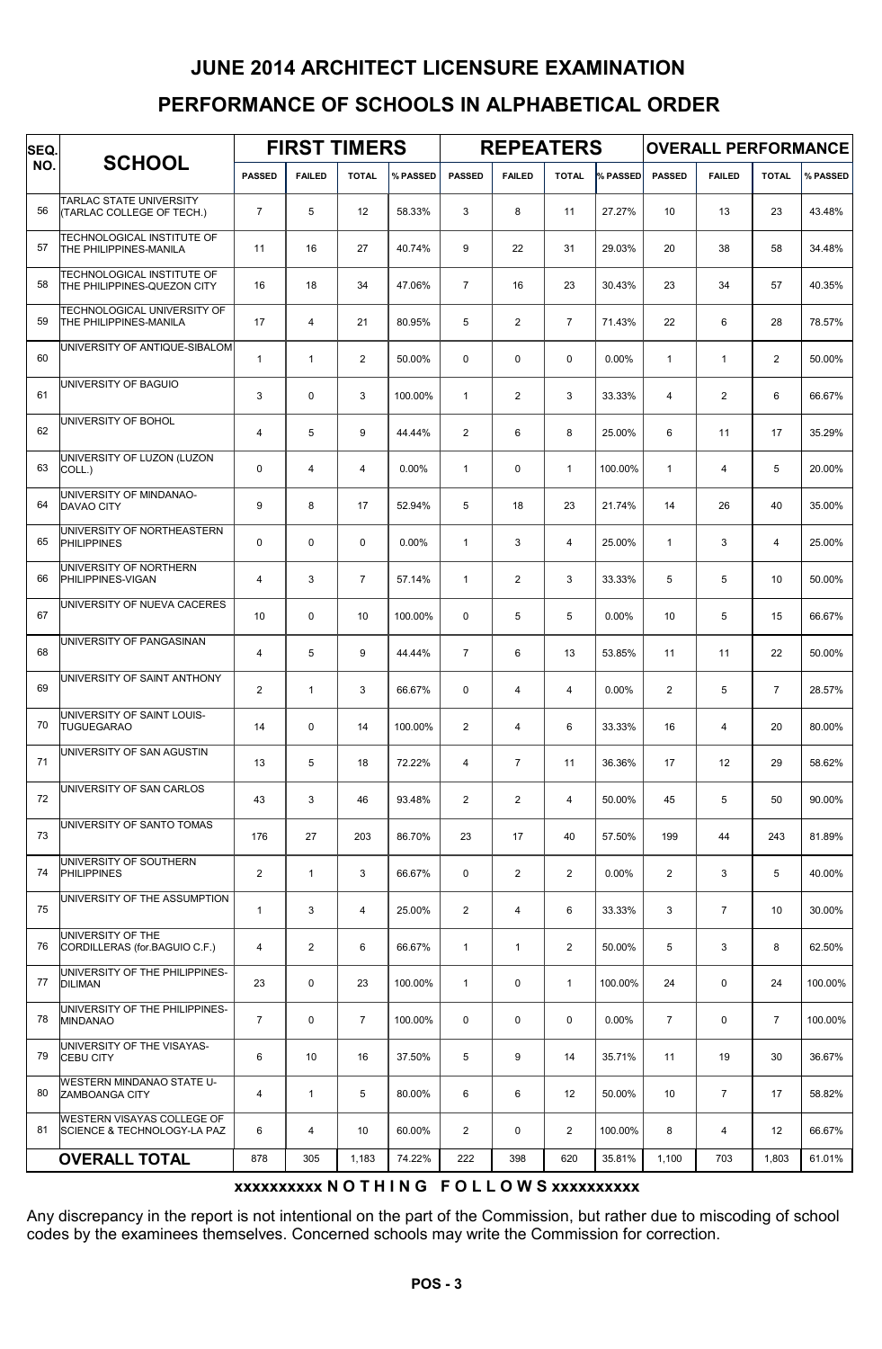# JUNE 2014 ARCHITECT LICENSURE EXAMINATION

## PERFORMANCE OF SCHOOLS IN ALPHABETICAL ORDER

| SEQ. NO. | SCHOOL | FIRST TIMERS | | | | REPEATERS | | | | OVERALL PERFORMANCE | | | |
|---|---|---|---|---|---|---|---|---|---|---|---|---|---|
| | | PASSED | FAILED | TOTAL | % PASSED | PASSED | FAILED | TOTAL | % PASSED | PASSED | FAILED | TOTAL | % PASSED |
| 56 | TARLAC STATE UNIVERSITY (TARLAC COLLEGE OF TECH.) | 7 | 5 | 12 | 58.33% | 3 | 8 | 11 | 27.27% | 10 | 13 | 23 | 43.48% |
| 57 | TECHNOLOGICAL INSTITUTE OF THE PHILIPPINES-MANILA | 11 | 16 | 27 | 40.74% | 9 | 22 | 31 | 29.03% | 20 | 38 | 58 | 34.48% |
| 58 | TECHNOLOGICAL INSTITUTE OF THE PHILIPPINES-QUEZON CITY | 16 | 18 | 34 | 47.06% | 7 | 16 | 23 | 30.43% | 23 | 34 | 57 | 40.35% |
| 59 | TECHNOLOGICAL UNIVERSITY OF THE PHILIPPINES-MANILA | 17 | 4 | 21 | 80.95% | 5 | 2 | 7 | 71.43% | 22 | 6 | 28 | 78.57% |
| 60 | UNIVERSITY OF ANTIQUE-SIBALOM | 1 | 1 | 2 | 50.00% | 0 | 0 | 0 | 0.00% | 1 | 1 | 2 | 50.00% |
| 61 | UNIVERSITY OF BAGUIO | 3 | 0 | 3 | 100.00% | 1 | 2 | 3 | 33.33% | 4 | 2 | 6 | 66.67% |
| 62 | UNIVERSITY OF BOHOL | 4 | 5 | 9 | 44.44% | 2 | 6 | 8 | 25.00% | 6 | 11 | 17 | 35.29% |
| 63 | UNIVERSITY OF LUZON (LUZON COLL.) | 0 | 4 | 4 | 0.00% | 1 | 0 | 1 | 100.00% | 1 | 4 | 5 | 20.00% |
| 64 | UNIVERSITY OF MINDANAO-DAVAO CITY | 9 | 8 | 17 | 52.94% | 5 | 18 | 23 | 21.74% | 14 | 26 | 40 | 35.00% |
| 65 | UNIVERSITY OF NORTHEASTERN PHILIPPINES | 0 | 0 | 0 | 0.00% | 1 | 3 | 4 | 25.00% | 1 | 3 | 4 | 25.00% |
| 66 | UNIVERSITY OF NORTHERN PHILIPPINES-VIGAN | 4 | 3 | 7 | 57.14% | 1 | 2 | 3 | 33.33% | 5 | 5 | 10 | 50.00% |
| 67 | UNIVERSITY OF NUEVA CACERES | 10 | 0 | 10 | 100.00% | 0 | 5 | 5 | 0.00% | 10 | 5 | 15 | 66.67% |
| 68 | UNIVERSITY OF PANGASINAN | 4 | 5 | 9 | 44.44% | 7 | 6 | 13 | 53.85% | 11 | 11 | 22 | 50.00% |
| 69 | UNIVERSITY OF SAINT ANTHONY | 2 | 1 | 3 | 66.67% | 0 | 4 | 4 | 0.00% | 2 | 5 | 7 | 28.57% |
| 70 | UNIVERSITY OF SAINT LOUIS-TUGUEGARAO | 14 | 0 | 14 | 100.00% | 2 | 4 | 6 | 33.33% | 16 | 4 | 20 | 80.00% |
| 71 | UNIVERSITY OF SAN AGUSTIN | 13 | 5 | 18 | 72.22% | 4 | 7 | 11 | 36.36% | 17 | 12 | 29 | 58.62% |
| 72 | UNIVERSITY OF SAN CARLOS | 43 | 3 | 46 | 93.48% | 2 | 2 | 4 | 50.00% | 45 | 5 | 50 | 90.00% |
| 73 | UNIVERSITY OF SANTO TOMAS | 176 | 27 | 203 | 86.70% | 23 | 17 | 40 | 57.50% | 199 | 44 | 243 | 81.89% |
| 74 | UNIVERSITY OF SOUTHERN PHILIPPINES | 2 | 1 | 3 | 66.67% | 0 | 2 | 2 | 0.00% | 2 | 3 | 5 | 40.00% |
| 75 | UNIVERSITY OF THE ASSUMPTION | 1 | 3 | 4 | 25.00% | 2 | 4 | 6 | 33.33% | 3 | 7 | 10 | 30.00% |
| 76 | UNIVERSITY OF THE CORDILLERAS (for.BAGUIO C.F.) | 4 | 2 | 6 | 66.67% | 1 | 1 | 2 | 50.00% | 5 | 3 | 8 | 62.50% |
| 77 | UNIVERSITY OF THE PHILIPPINES-DILIMAN | 23 | 0 | 23 | 100.00% | 1 | 0 | 1 | 100.00% | 24 | 0 | 24 | 100.00% |
| 78 | UNIVERSITY OF THE PHILIPPINES-MINDANAO | 7 | 0 | 7 | 100.00% | 0 | 0 | 0 | 0.00% | 7 | 0 | 7 | 100.00% |
| 79 | UNIVERSITY OF THE VISAYAS-CEBU CITY | 6 | 10 | 16 | 37.50% | 5 | 9 | 14 | 35.71% | 11 | 19 | 30 | 36.67% |
| 80 | WESTERN MINDANAO STATE U-ZAMBOANGA CITY | 4 | 1 | 5 | 80.00% | 6 | 6 | 12 | 50.00% | 10 | 7 | 17 | 58.82% |
| 81 | WESTERN VISAYAS COLLEGE OF SCIENCE & TECHNOLOGY-LA PAZ | 6 | 4 | 10 | 60.00% | 2 | 0 | 2 | 100.00% | 8 | 4 | 12 | 66.67% |
| | **OVERALL TOTAL** | 878 | 305 | 1,183 | 74.22% | 222 | 398 | 620 | 35.81% | 1,100 | 703 | 1,803 | 61.01% |

**xxxxxxxxxx N O T H I N G F O L L O W S xxxxxxxxxx**

Any discrepancy in the report is not intentional on the part of the Commission, but rather due to miscoding of school codes by the examinees themselves. Concerned schools may write the Commission for correction.